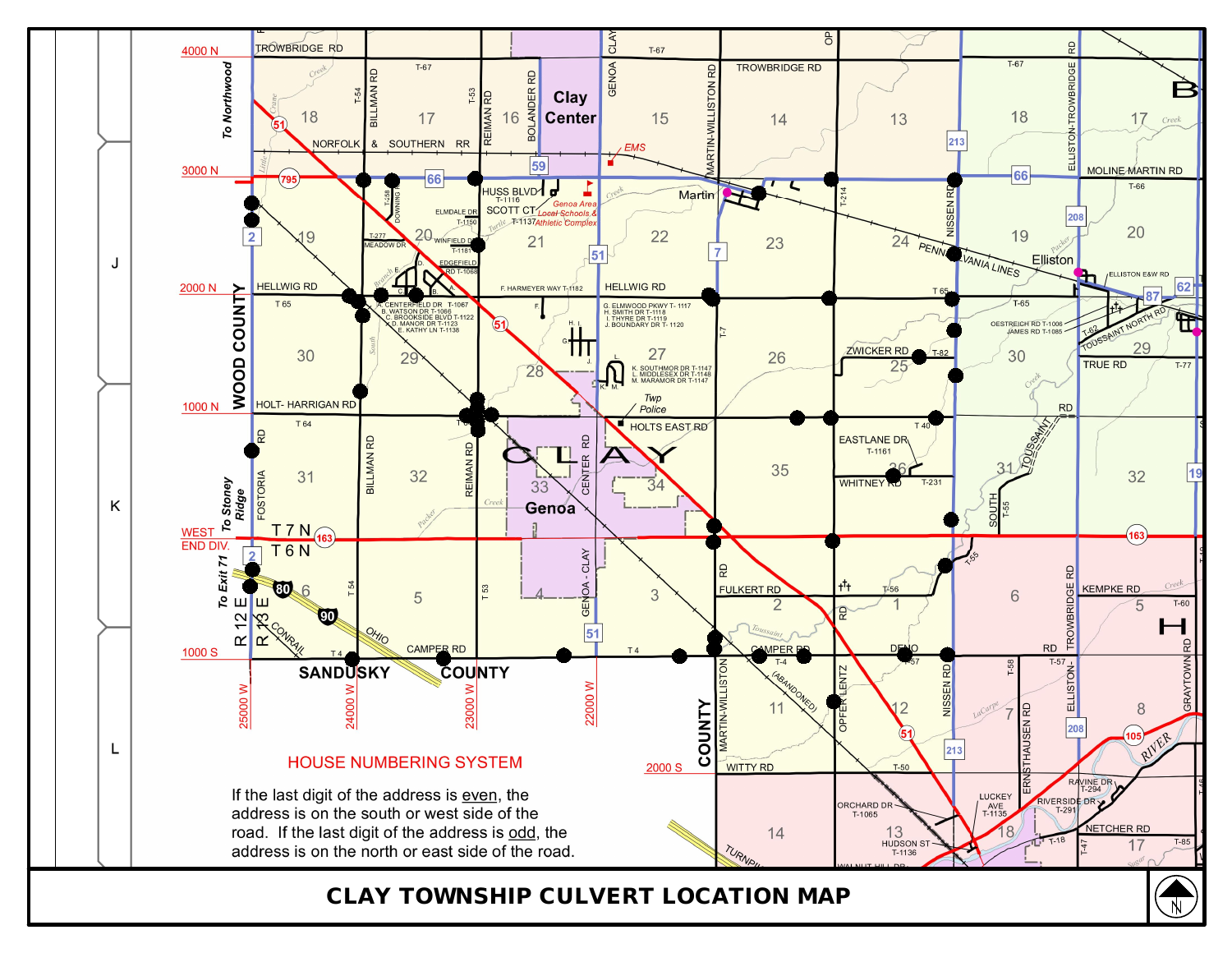# CLAY TOWNSHIP CULVERT LOCATION MAP

## HOUSE NUMBERING SYSTEM

If the last digit of the address is even, the address is on the south or west side of the road. If the last digit of the address is odd, the address is on the north or east side of the road.

A. CENTERFIELD DR T-1067
B. WATSON DR T-1066
C. BROOKSIDE BLVD T-1122
D. MANOR DR T-1123
E. KATHY LN T-1138

G. ELMWOOD PKWY T-1117
H. SMITH DR T-1118
I. THYRE DR T-1119
J. BOUNDARY DR T-1120

K. SOUTHMOR DR T-1147
L. MIDDLESEX DR T-1148
M. MARAMOR DR T-1147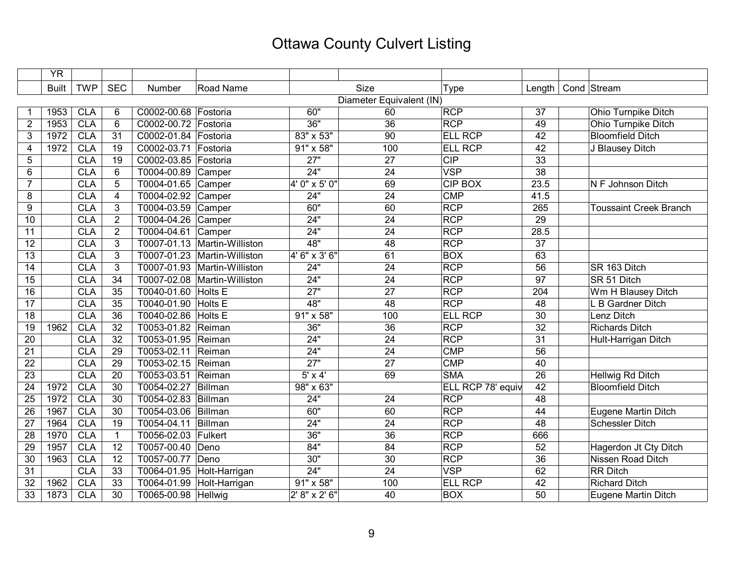# Ottawa County Culvert Listing

| | YR | | | | | | | | | | |
|---|---|---|---|---|---|---|---|---|---|---|---|
| | Built | TWP | SEC | Number | Road Name | Size | | Type | Length | Cond | Stream |
| | | | | | | | Diameter Equivalent (IN) | | | | |
| 1 | 1953 | CLA | 6 | C0002-00.68 | Fostoria | 60" | 60 | RCP | 37 | | Ohio Turnpike Ditch |
| 2 | 1953 | CLA | 6 | C0002-00.72 | Fostoria | 36" | 36 | RCP | 49 | | Ohio Turnpike Ditch |
| 3 | 1972 | CLA | 31 | C0002-01.84 | Fostoria | 83" x 53" | 90 | ELL RCP | 42 | | Bloomfield Ditch |
| 4 | 1972 | CLA | 19 | C0002-03.71 | Fostoria | 91" x 58" | 100 | ELL RCP | 42 | | J Blausey Ditch |
| 5 | | CLA | 19 | C0002-03.85 | Fostoria | 27" | 27 | CIP | 33 | | |
| 6 | | CLA | 6 | T0004-00.89 | Camper | 24" | 24 | VSP | 38 | | |
| 7 | | CLA | 5 | T0004-01.65 | Camper | 4' 0" x 5' 0" | 69 | CIP BOX | 23.5 | | N F Johnson Ditch |
| 8 | | CLA | 4 | T0004-02.92 | Camper | 24" | 24 | CMP | 41.5 | | |
| 9 | | CLA | 3 | T0004-03.59 | Camper | 60" | 60 | RCP | 265 | | Toussaint Creek Branch |
| 10 | | CLA | 2 | T0004-04.26 | Camper | 24" | 24 | RCP | 29 | | |
| 11 | | CLA | 2 | T0004-04.61 | Camper | 24" | 24 | RCP | 28.5 | | |
| 12 | | CLA | 3 | T0007-01.13 | Martin-Williston | 48" | 48 | RCP | 37 | | |
| 13 | | CLA | 3 | T0007-01.23 | Martin-Williston | 4' 6" x 3' 6" | 61 | BOX | 63 | | |
| 14 | | CLA | 3 | T0007-01.93 | Martin-Williston | 24" | 24 | RCP | 56 | | SR 163 Ditch |
| 15 | | CLA | 34 | T0007-02.08 | Martin-Williston | 24" | 24 | RCP | 97 | | SR 51 Ditch |
| 16 | | CLA | 35 | T0040-01.60 | Holts E | 27" | 27 | RCP | 204 | | Wm H Blausey Ditch |
| 17 | | CLA | 35 | T0040-01.90 | Holts E | 48" | 48 | RCP | 48 | | L B Gardner Ditch |
| 18 | | CLA | 36 | T0040-02.86 | Holts E | 91" x 58" | 100 | ELL RCP | 30 | | Lenz Ditch |
| 19 | 1962 | CLA | 32 | T0053-01.82 | Reiman | 36" | 36 | RCP | 32 | | Richards Ditch |
| 20 | | CLA | 32 | T0053-01.95 | Reiman | 24" | 24 | RCP | 31 | | Hult-Harrigan Ditch |
| 21 | | CLA | 29 | T0053-02.11 | Reiman | 24" | 24 | CMP | 56 | | |
| 22 | | CLA | 29 | T0053-02.15 | Reiman | 27" | 27 | CMP | 40 | | |
| 23 | | CLA | 20 | T0053-03.51 | Reiman | 5' x 4' | 69 | SMA | 26 | | Hellwig Rd Ditch |
| 24 | 1972 | CLA | 30 | T0054-02.27 | Billman | 98" x 63" | | ELL RCP 78' equiv | 42 | | Bloomfield Ditch |
| 25 | 1972 | CLA | 30 | T0054-02.83 | Billman | 24" | 24 | RCP | 48 | | |
| 26 | 1967 | CLA | 30 | T0054-03.06 | Billman | 60" | 60 | RCP | 44 | | Eugene Martin Ditch |
| 27 | 1964 | CLA | 19 | T0054-04.11 | Billman | 24" | 24 | RCP | 48 | | Schessler Ditch |
| 28 | 1970 | CLA | 1 | T0056-02.03 | Fulkert | 36" | 36 | RCP | 666 | | |
| 29 | 1957 | CLA | 12 | T0057-00.40 | Deno | 84" | 84 | RCP | 52 | | Hagerdon Jt Cty Ditch |
| 30 | 1963 | CLA | 12 | T0057-00.77 | Deno | 30" | 30 | RCP | 36 | | Nissen Road Ditch |
| 31 | | CLA | 33 | T0064-01.95 | Holt-Harrigan | 24" | 24 | VSP | 62 | | RR Ditch |
| 32 | 1962 | CLA | 33 | T0064-01.99 | Holt-Harrigan | 91" x 58" | 100 | ELL RCP | 42 | | Richard Ditch |
| 33 | 1873 | CLA | 30 | T0065-00.98 | Hellwig | 2' 8" x 2' 6" | 40 | BOX | 50 | | Eugene Martin Ditch |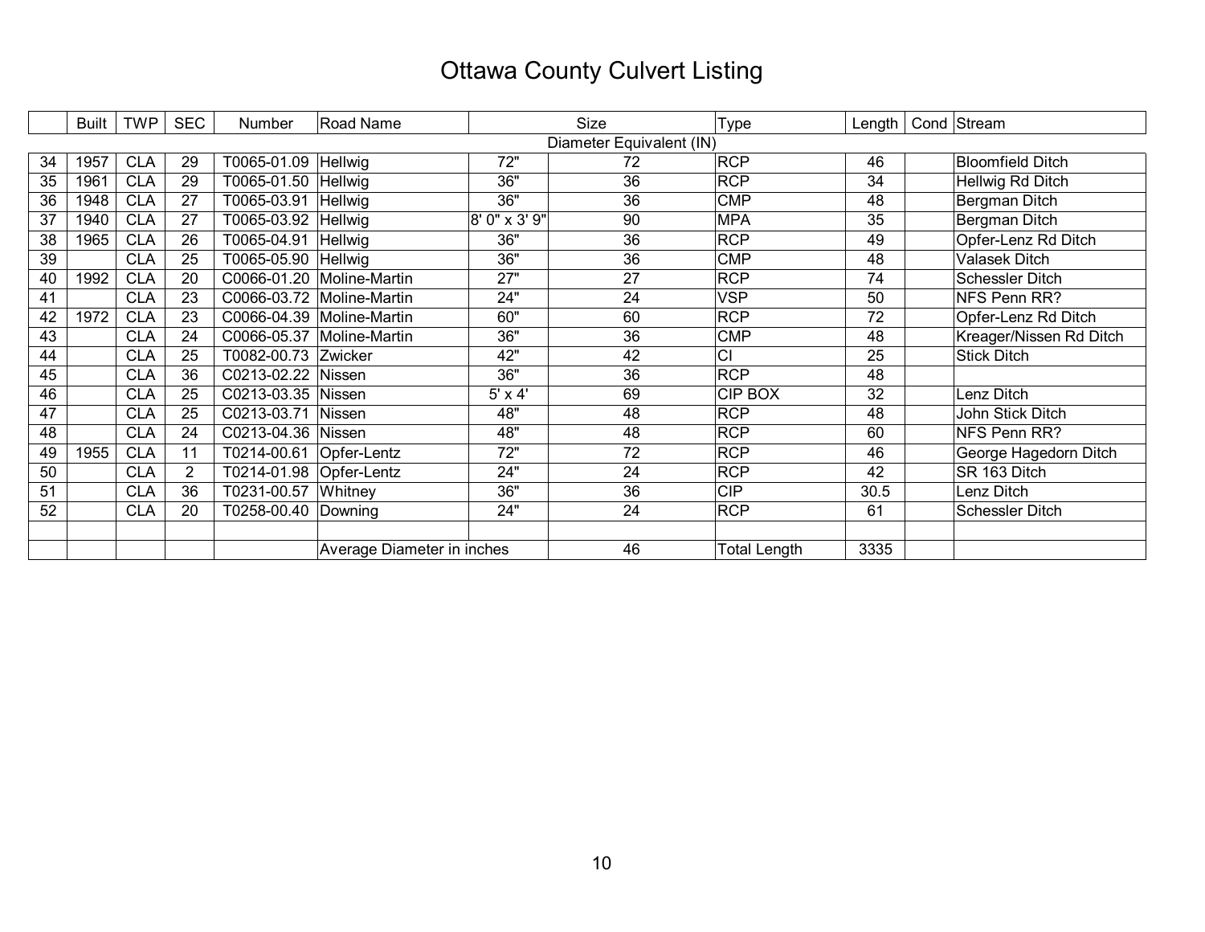# Ottawa County Culvert Listing

| | Built | TWP | SEC | Number | Road Name | Size | | Type | Length | Cond | Stream |
|---|---|---|---|---|---|---|---|---|---|---|---|
| | | | | | | | Diameter Equivalent (IN) | | | | |
| 34 | 1957 | CLA | 29 | T0065-01.09 | Hellwig | 72" | 72 | RCP | 46 | | Bloomfield Ditch |
| 35 | 1961 | CLA | 29 | T0065-01.50 | Hellwig | 36" | 36 | RCP | 34 | | Hellwig Rd Ditch |
| 36 | 1948 | CLA | 27 | T0065-03.91 | Hellwig | 36" | 36 | CMP | 48 | | Bergman Ditch |
| 37 | 1940 | CLA | 27 | T0065-03.92 | Hellwig | 8' 0" x 3' 9" | 90 | MPA | 35 | | Bergman Ditch |
| 38 | 1965 | CLA | 26 | T0065-04.91 | Hellwig | 36" | 36 | RCP | 49 | | Opfer-Lenz Rd Ditch |
| 39 | | CLA | 25 | T0065-05.90 | Hellwig | 36" | 36 | CMP | 48 | | Valasek Ditch |
| 40 | 1992 | CLA | 20 | C0066-01.20 | Moline-Martin | 27" | 27 | RCP | 74 | | Schessler Ditch |
| 41 | | CLA | 23 | C0066-03.72 | Moline-Martin | 24" | 24 | VSP | 50 | | NFS Penn RR? |
| 42 | 1972 | CLA | 23 | C0066-04.39 | Moline-Martin | 60" | 60 | RCP | 72 | | Opfer-Lenz Rd Ditch |
| 43 | | CLA | 24 | C0066-05.37 | Moline-Martin | 36" | 36 | CMP | 48 | | Kreager/Nissen Rd Ditch |
| 44 | | CLA | 25 | T0082-00.73 | Zwicker | 42" | 42 | CI | 25 | | Stick Ditch |
| 45 | | CLA | 36 | C0213-02.22 | Nissen | 36" | 36 | RCP | 48 | | |
| 46 | | CLA | 25 | C0213-03.35 | Nissen | 5' x 4' | 69 | CIP BOX | 32 | | Lenz Ditch |
| 47 | | CLA | 25 | C0213-03.71 | Nissen | 48" | 48 | RCP | 48 | | John Stick Ditch |
| 48 | | CLA | 24 | C0213-04.36 | Nissen | 48" | 48 | RCP | 60 | | NFS Penn RR? |
| 49 | 1955 | CLA | 11 | T0214-00.61 | Opfer-Lentz | 72" | 72 | RCP | 46 | | George Hagedorn Ditch |
| 50 | | CLA | 2 | T0214-01.98 | Opfer-Lentz | 24" | 24 | RCP | 42 | | SR 163 Ditch |
| 51 | | CLA | 36 | T0231-00.57 | Whitney | 36" | 36 | CIP | 30.5 | | Lenz Ditch |
| 52 | | CLA | 20 | T0258-00.40 | Downing | 24" | 24 | RCP | 61 | | Schessler Ditch |
| | | | | | | | | | | | |
| | | | | | Average Diameter in inches | | 46 | Total Length | 3335 | | |